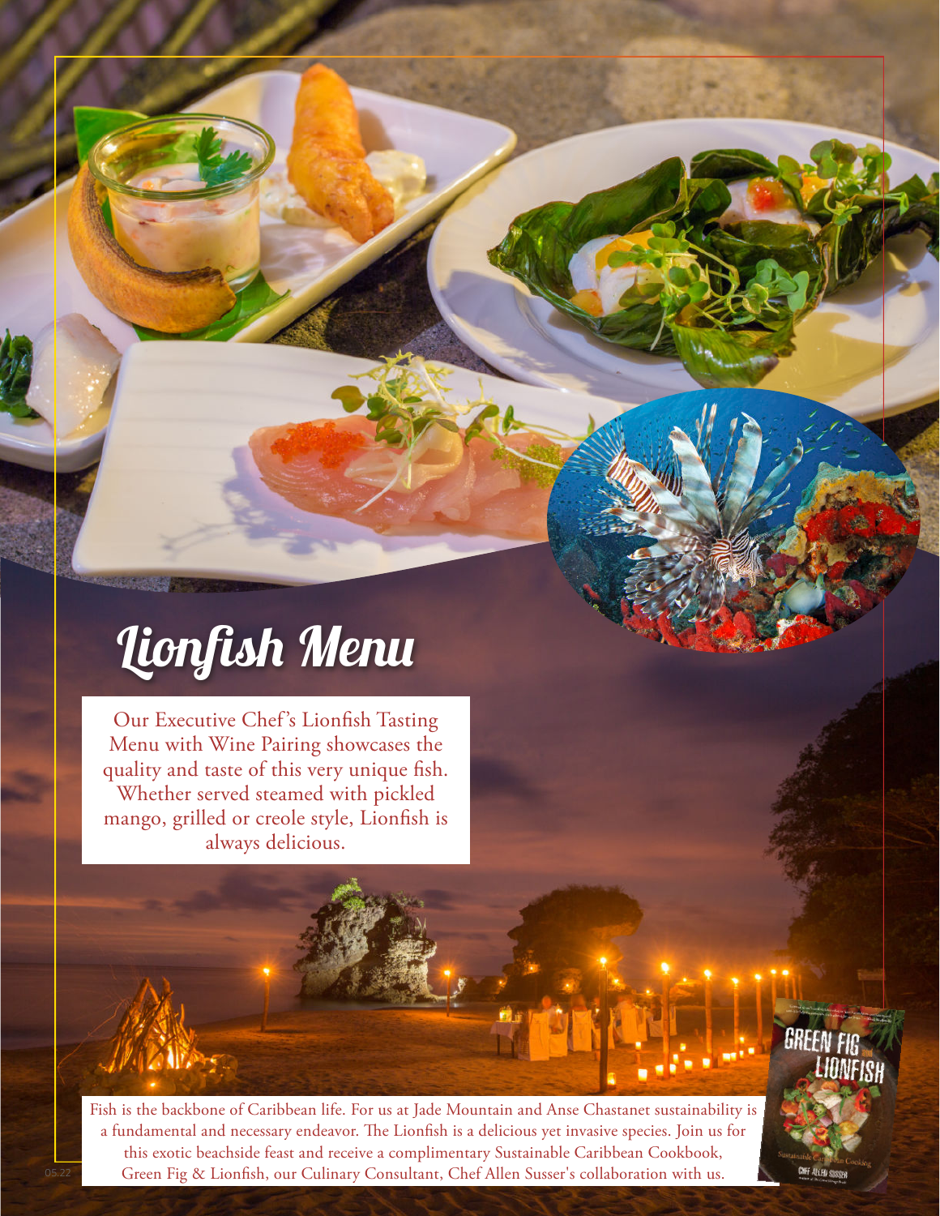# Lionfish Menu

Our Executive Chef's Lionfish Tasting Menu with Wine Pairing showcases the quality and taste of this very unique fish. Whether served steamed with pickled mango, grilled or creole style, Lionfish is always delicious.

Fish is the backbone of Caribbean life. For us at Jade Mountain and Anse Chastanet sustainability is a fundamental and necessary endeavor. The Lionfish is a delicious yet invasive species. Join us for this exotic beachside feast and receive a complimentary Sustainable Caribbean Cookbook, Green Fig & Lionfish, our Culinary Consultant, Chef Allen Susser's collaboration with us.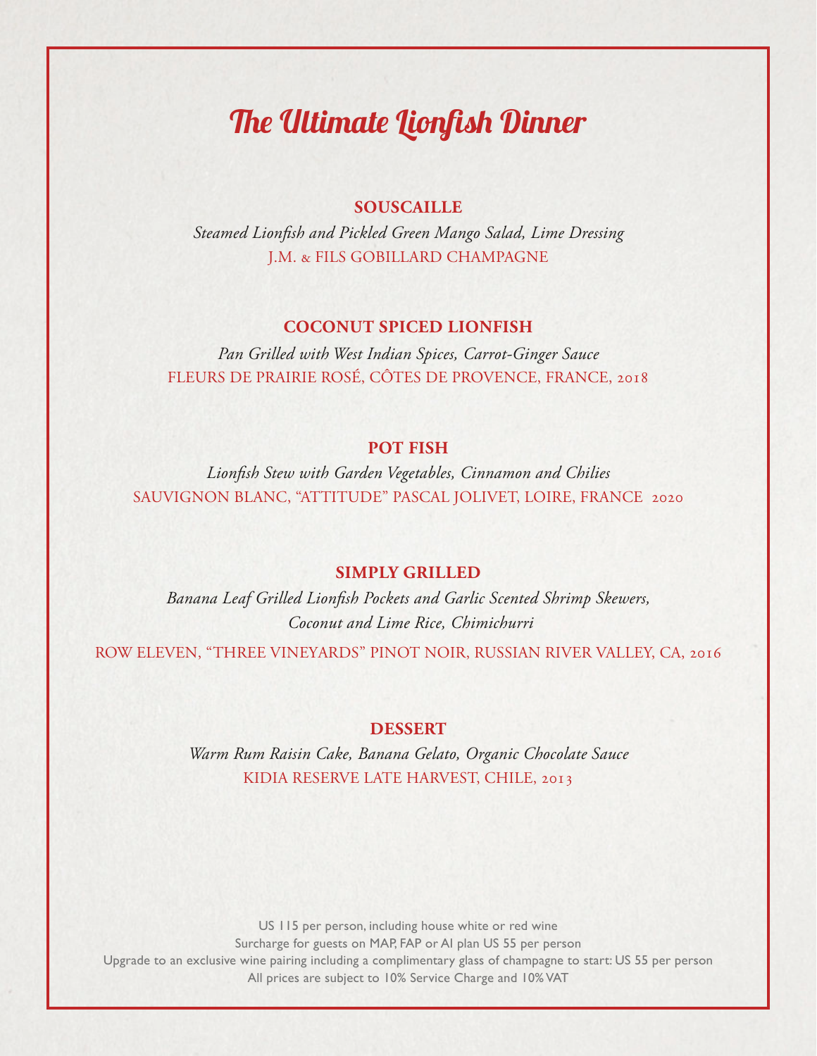# The Ultimate Lionfish Dinner

**SOUSCAILLE**

*Steamed Lionfish and Pickled Green Mango Salad, Lime Dressing*

J.M. & FILS GOBILLARD CHAMPAGNE

**COCONUT SPICED LIONFISH**

*Pan Grilled with West Indian Spices, Carrot-Ginger Sauce*

FLEURS DE PRAIRIE ROSÉ, CÔTES DE PROVENCE, FRANCE, 2018

**POT FISH**

*Lionfish Stew with Garden Vegetables, Cinnamon and Chilies*

SAUVIGNON BLANC, "ATTITUDE" PASCAL JOLIVET, LOIRE, FRANCE 2020

**SIMPLY GRILLED**

*Banana Leaf Grilled Lionfish Pockets and Garlic Scented Shrimp Skewers,*
*Coconut and Lime Rice, Chimichurri*

ROW ELEVEN, "THREE VINEYARDS" PINOT NOIR, RUSSIAN RIVER VALLEY, CA, 2016

**DESSERT**

*Warm Rum Raisin Cake, Banana Gelato, Organic Chocolate Sauce*

KIDIA RESERVE LATE HARVEST, CHILE, 2013

US 115 per person, including house white or red wine

Surcharge for guests on MAP, FAP or AI plan US 55 per person

Upgrade to an exclusive wine pairing including a complimentary glass of champagne to start: US 55 per person

All prices are subject to 10% Service Charge and 10% VAT